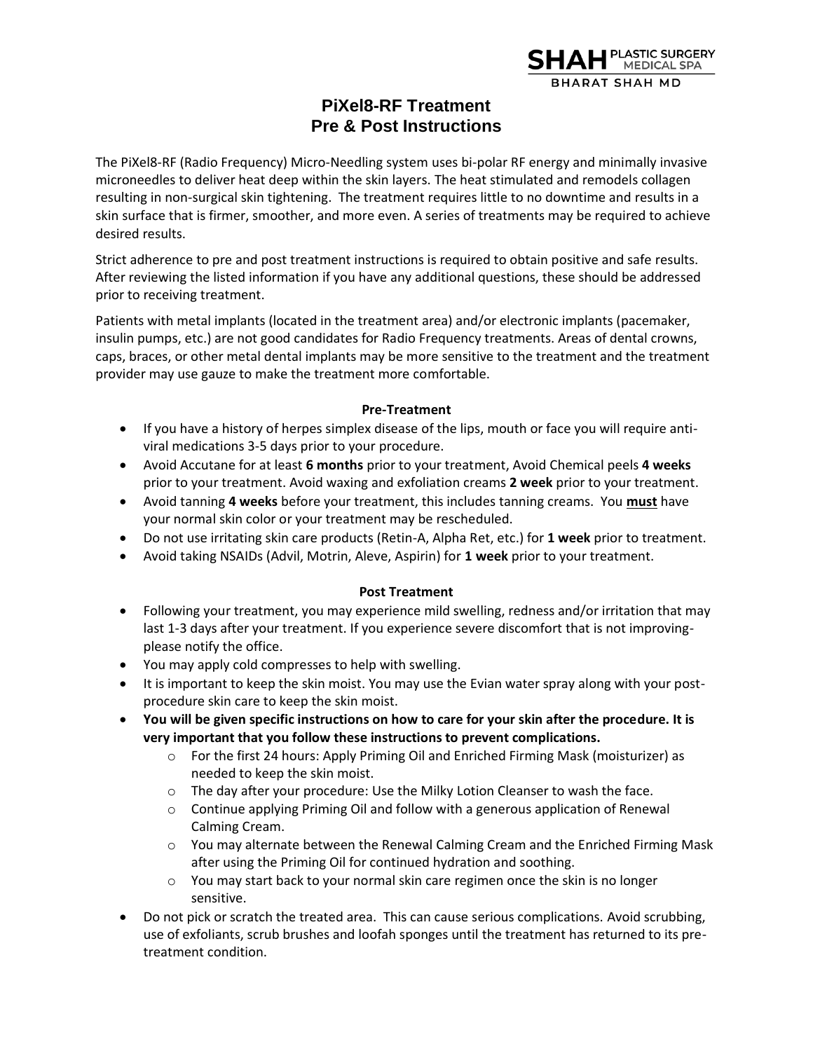SHAH PLASTIC SURGERY MEDICAL SPA
BHARAT SHAH MD

# PiXel8-RF Treatment
# Pre & Post Instructions

The PiXel8-RF (Radio Frequency) Micro-Needling system uses bi-polar RF energy and minimally invasive microneedles to deliver heat deep within the skin layers. The heat stimulated and remodels collagen resulting in non-surgical skin tightening. The treatment requires little to no downtime and results in a skin surface that is firmer, smoother, and more even. A series of treatments may be required to achieve desired results.

Strict adherence to pre and post treatment instructions is required to obtain positive and safe results. After reviewing the listed information if you have any additional questions, these should be addressed prior to receiving treatment.

Patients with metal implants (located in the treatment area) and/or electronic implants (pacemaker, insulin pumps, etc.) are not good candidates for Radio Frequency treatments. Areas of dental crowns, caps, braces, or other metal dental implants may be more sensitive to the treatment and the treatment provider may use gauze to make the treatment more comfortable.

**Pre-Treatment**

- If you have a history of herpes simplex disease of the lips, mouth or face you will require anti-viral medications 3-5 days prior to your procedure.
- Avoid Accutane for at least **6 months** prior to your treatment, Avoid Chemical peels **4 weeks** prior to your treatment. Avoid waxing and exfoliation creams **2 week** prior to your treatment.
- Avoid tanning **4 weeks** before your treatment, this includes tanning creams. You <u>**must**</u> have your normal skin color or your treatment may be rescheduled.
- Do not use irritating skin care products (Retin-A, Alpha Ret, etc.) for **1 week** prior to treatment.
- Avoid taking NSAIDs (Advil, Motrin, Aleve, Aspirin) for **1 week** prior to your treatment.

**Post Treatment**

- Following your treatment, you may experience mild swelling, redness and/or irritation that may last 1-3 days after your treatment. If you experience severe discomfort that is not improving-please notify the office.
- You may apply cold compresses to help with swelling.
- It is important to keep the skin moist. You may use the Evian water spray along with your post-procedure skin care to keep the skin moist.
- **You will be given specific instructions on how to care for your skin after the procedure. It is very important that you follow these instructions to prevent complications.**
    - For the first 24 hours: Apply Priming Oil and Enriched Firming Mask (moisturizer) as needed to keep the skin moist.
    - The day after your procedure: Use the Milky Lotion Cleanser to wash the face.
    - Continue applying Priming Oil and follow with a generous application of Renewal Calming Cream.
    - You may alternate between the Renewal Calming Cream and the Enriched Firming Mask after using the Priming Oil for continued hydration and soothing.
    - You may start back to your normal skin care regimen once the skin is no longer sensitive.
- Do not pick or scratch the treated area. This can cause serious complications. Avoid scrubbing, use of exfoliants, scrub brushes and loofah sponges until the treatment has returned to its pre-treatment condition.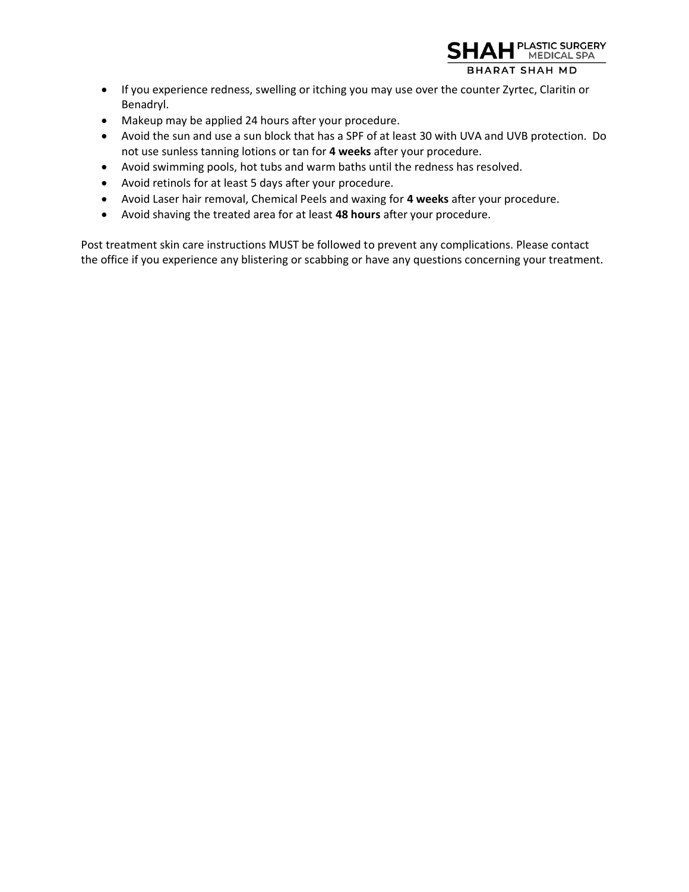- If you experience redness, swelling or itching you may use over the counter Zyrtec, Claritin or Benadryl.
- Makeup may be applied 24 hours after your procedure.
- Avoid the sun and use a sun block that has a SPF of at least 30 with UVA and UVB protection. Do not use sunless tanning lotions or tan for **4 weeks** after your procedure.
- Avoid swimming pools, hot tubs and warm baths until the redness has resolved.
- Avoid retinols for at least 5 days after your procedure.
- Avoid Laser hair removal, Chemical Peels and waxing for **4 weeks** after your procedure.
- Avoid shaving the treated area for at least **48 hours** after your procedure.

Post treatment skin care instructions MUST be followed to prevent any complications. Please contact the office if you experience any blistering or scabbing or have any questions concerning your treatment.